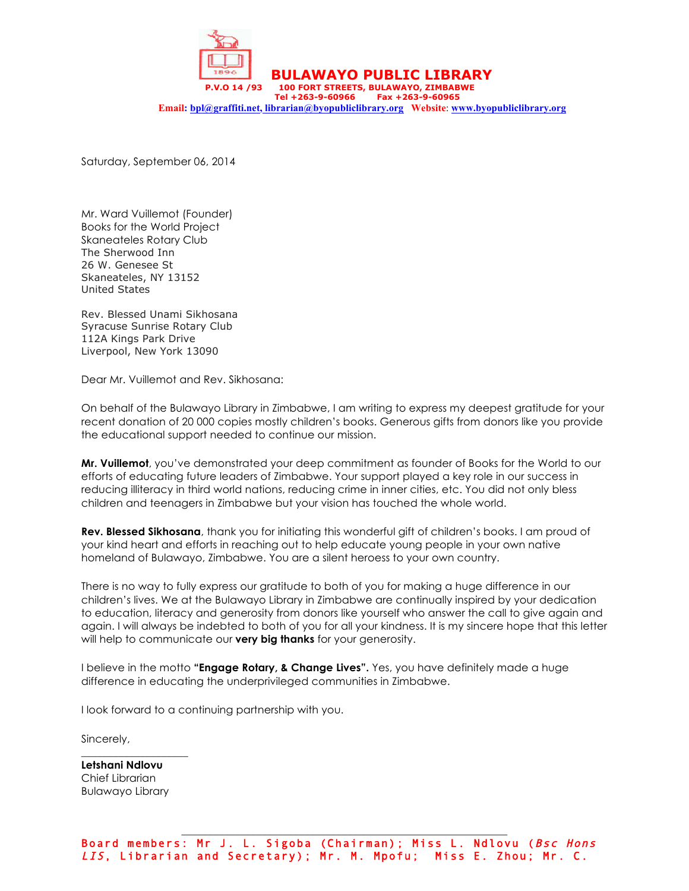# BULAWAYO PUBLIC LIBRARY

**P.V.O 14 /93 100 FORT STREETS, BULAWAYO, ZIMBABWE**
**Tel +263-9-60966 Fax +263-9-60965**
**Email: bpl@graffiti.net, librarian@byopubliclibrary.org Website: www.byopubliclibrary.org**

Saturday, September 06, 2014

Mr. Ward Vuillemot (Founder)
Books for the World Project
Skaneateles Rotary Club
The Sherwood Inn
26 W. Genesee St
Skaneateles, NY 13152
United States

Rev. Blessed Unami Sikhosana
Syracuse Sunrise Rotary Club
112A Kings Park Drive
Liverpool, New York 13090

Dear Mr. Vuillemot and Rev. Sikhosana:

On behalf of the Bulawayo Library in Zimbabwe, I am writing to express my deepest gratitude for your recent donation of 20 000 copies mostly children's books. Generous gifts from donors like you provide the educational support needed to continue our mission.

**Mr. Vuillemot**, you've demonstrated your deep commitment as founder of Books for the World to our efforts of educating future leaders of Zimbabwe. Your support played a key role in our success in reducing illiteracy in third world nations, reducing crime in inner cities, etc. You did not only bless children and teenagers in Zimbabwe but your vision has touched the whole world.

**Rev. Blessed Sikhosana**, thank you for initiating this wonderful gift of children's books. I am proud of your kind heart and efforts in reaching out to help educate young people in your own native homeland of Bulawayo, Zimbabwe. You are a silent heroess to your own country.

There is no way to fully express our gratitude to both of you for making a huge difference in our children's lives. We at the Bulawayo Library in Zimbabwe are continually inspired by your dedication to education, literacy and generosity from donors like yourself who answer the call to give again and again. I will always be indebted to both of you for all your kindness. It is my sincere hope that this letter will help to communicate our **very big thanks** for your generosity.

I believe in the motto **"Engage Rotary, & Change Lives".** Yes, you have definitely made a huge difference in educating the underprivileged communities in Zimbabwe.

I look forward to a continuing partnership with you.

Sincerely,

\_\_\_\_\_\_\_\_\_\_\_\_\_\_\_\_\_\_\_\_

**Letshani Ndlovu**
Chief Librarian
Bulawayo Library

Board members: Mr J. L. Sigoba (Chairman); Miss L. Ndlovu (*Bsc Hons LIS*, Librarian and Secretary); Mr. M. Mpofu; Miss E. Zhou; Mr. C.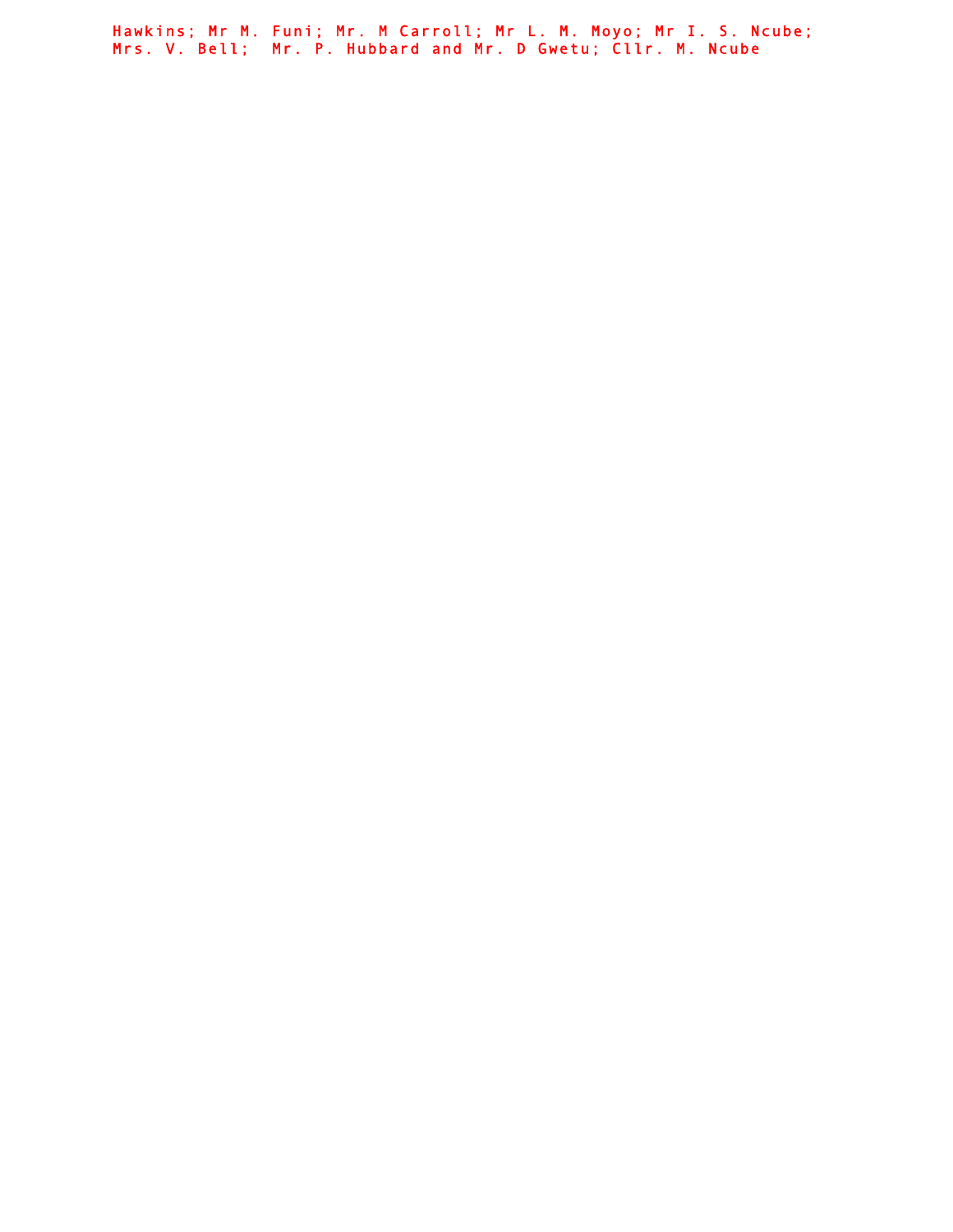Hawkins; Mr M. Funi; Mr. M Carroll; Mr L. M. Moyo; Mr I. S. Ncube; Mrs. V. Bell;  Mr. P. Hubbard and Mr. D Gwetu; Cllr. M. Ncube